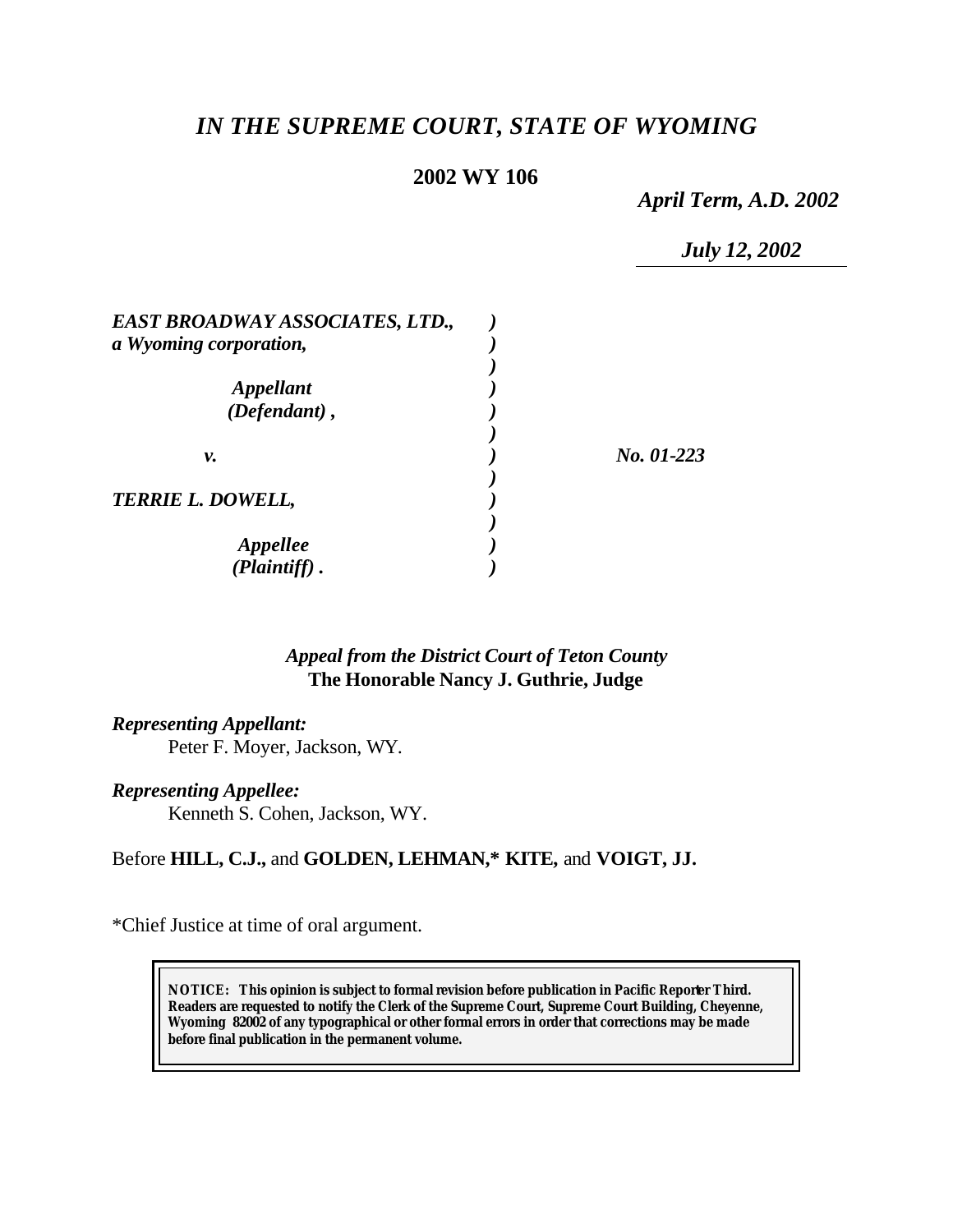# *IN THE SUPREME COURT, STATE OF WYOMING*

**2002 WY 106**

*April Term, A.D. 2002*

*July 12, 2002*

| | | |
|---|---|---|
| ***EAST BROADWAY ASSOCIATES, LTD., a Wyoming corporation,*** | ) | |
| ***Appellant (Defendant),*** | ) | |
| ***v.*** | ) | ***No. 01-223*** |
| ***TERRIE L. DOWELL,*** | ) | |
| ***Appellee (Plaintiff).*** | ) | |

*Appeal from the District Court of Teton County*
**The Honorable Nancy J. Guthrie, Judge**

***Representing Appellant:***
Peter F. Moyer, Jackson, WY.

***Representing Appellee:***
Kenneth S. Cohen, Jackson, WY.

Before **HILL, C.J.,** and **GOLDEN, LEHMAN,\* KITE,** and **VOIGT, JJ.**

\*Chief Justice at time of oral argument.

**NOTICE: This opinion is subject to formal revision before publication in Pacific Reporter Third. Readers are requested to notify the Clerk of the Supreme Court, Supreme Court Building, Cheyenne, Wyoming 82002 of any typographical or other formal errors in order that corrections may be made before final publication in the permanent volume.**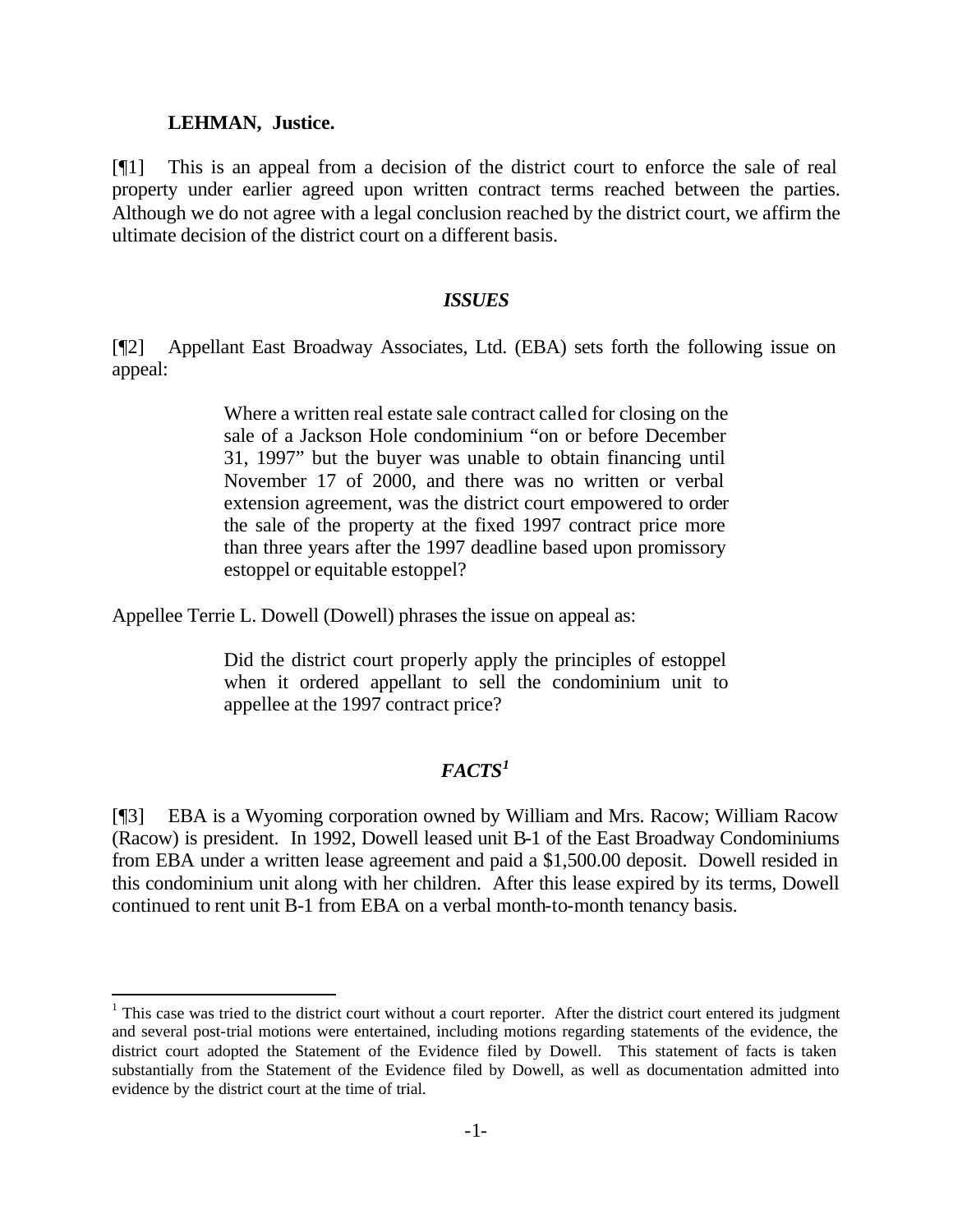**LEHMAN, Justice.**

[¶1] This is an appeal from a decision of the district court to enforce the sale of real property under earlier agreed upon written contract terms reached between the parties. Although we do not agree with a legal conclusion reached by the district court, we affirm the ultimate decision of the district court on a different basis.

### *ISSUES*

[¶2] Appellant East Broadway Associates, Ltd. (EBA) sets forth the following issue on appeal:

> Where a written real estate sale contract called for closing on the sale of a Jackson Hole condominium "on or before December 31, 1997" but the buyer was unable to obtain financing until November 17 of 2000, and there was no written or verbal extension agreement, was the district court empowered to order the sale of the property at the fixed 1997 contract price more than three years after the 1997 deadline based upon promissory estoppel or equitable estoppel?

Appellee Terrie L. Dowell (Dowell) phrases the issue on appeal as:

> Did the district court properly apply the principles of estoppel when it ordered appellant to sell the condominium unit to appellee at the 1997 contract price?

### *FACTS*[1]

[¶3] EBA is a Wyoming corporation owned by William and Mrs. Racow; William Racow (Racow) is president. In 1992, Dowell leased unit B-1 of the East Broadway Condominiums from EBA under a written lease agreement and paid a $1,500.00 deposit. Dowell resided in this condominium unit along with her children. After this lease expired by its terms, Dowell continued to rent unit B-1 from EBA on a verbal month-to-month tenancy basis.

---

[1] This case was tried to the district court without a court reporter. After the district court entered its judgment and several post-trial motions were entertained, including motions regarding statements of the evidence, the district court adopted the Statement of the Evidence filed by Dowell. This statement of facts is taken substantially from the Statement of the Evidence filed by Dowell, as well as documentation admitted into evidence by the district court at the time of trial.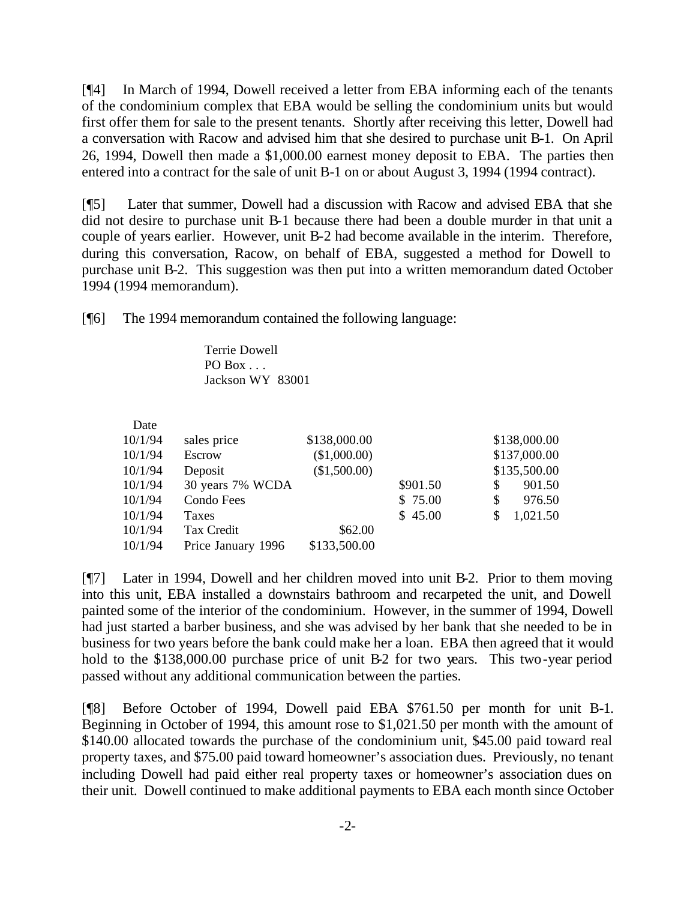[¶4] In March of 1994, Dowell received a letter from EBA informing each of the tenants of the condominium complex that EBA would be selling the condominium units but would first offer them for sale to the present tenants. Shortly after receiving this letter, Dowell had a conversation with Racow and advised him that she desired to purchase unit B-1. On April 26, 1994, Dowell then made a $1,000.00 earnest money deposit to EBA. The parties then entered into a contract for the sale of unit B-1 on or about August 3, 1994 (1994 contract).

[¶5] Later that summer, Dowell had a discussion with Racow and advised EBA that she did not desire to purchase unit B-1 because there had been a double murder in that unit a couple of years earlier. However, unit B-2 had become available in the interim. Therefore, during this conversation, Racow, on behalf of EBA, suggested a method for Dowell to purchase unit B-2. This suggestion was then put into a written memorandum dated October 1994 (1994 memorandum).

[¶6] The 1994 memorandum contained the following language:

> Terrie Dowell
> PO Box . . .
> Jackson WY 83001

| Date | | | | |
|---|---|---|---|---|
| 10/1/94 | sales price | $138,000.00 | | $138,000.00 |
| 10/1/94 | Escrow | ($1,000.00) | | $137,000.00 |
| 10/1/94 | Deposit | ($1,500.00) | | $135,500.00 |
| 10/1/94 | 30 years 7% WCDA | | $901.50 | $ 901.50 |
| 10/1/94 | Condo Fees | | $ 75.00 | $ 976.50 |
| 10/1/94 | Taxes | | $ 45.00 | $ 1,021.50 |
| 10/1/94 | Tax Credit | $62.00 | | |
| 10/1/94 | Price January 1996 | $133,500.00 | | |

[¶7] Later in 1994, Dowell and her children moved into unit B-2. Prior to them moving into this unit, EBA installed a downstairs bathroom and recarpeted the unit, and Dowell painted some of the interior of the condominium. However, in the summer of 1994, Dowell had just started a barber business, and she was advised by her bank that she needed to be in business for two years before the bank could make her a loan. EBA then agreed that it would hold to the $138,000.00 purchase price of unit B-2 for two years. This two-year period passed without any additional communication between the parties.

[¶8] Before October of 1994, Dowell paid EBA $761.50 per month for unit B-1. Beginning in October of 1994, this amount rose to $1,021.50 per month with the amount of $140.00 allocated towards the purchase of the condominium unit, $45.00 paid toward real property taxes, and $75.00 paid toward homeowner's association dues. Previously, no tenant including Dowell had paid either real property taxes or homeowner's association dues on their unit. Dowell continued to make additional payments to EBA each month since October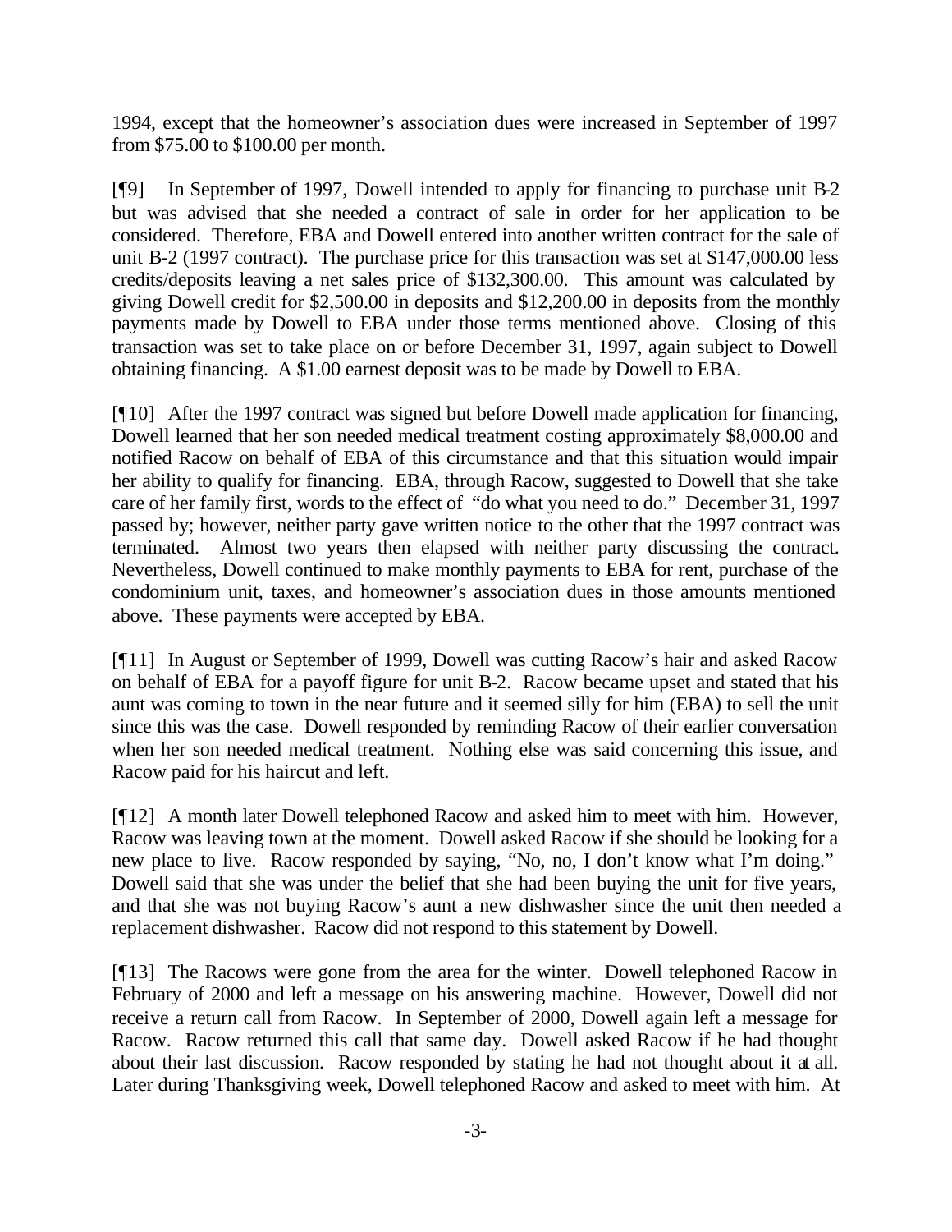1994, except that the homeowner's association dues were increased in September of 1997 from $75.00 to $100.00 per month.

[¶9] In September of 1997, Dowell intended to apply for financing to purchase unit B-2 but was advised that she needed a contract of sale in order for her application to be considered. Therefore, EBA and Dowell entered into another written contract for the sale of unit B-2 (1997 contract). The purchase price for this transaction was set at $147,000.00 less credits/deposits leaving a net sales price of $132,300.00. This amount was calculated by giving Dowell credit for $2,500.00 in deposits and $12,200.00 in deposits from the monthly payments made by Dowell to EBA under those terms mentioned above. Closing of this transaction was set to take place on or before December 31, 1997, again subject to Dowell obtaining financing. A $1.00 earnest deposit was to be made by Dowell to EBA.

[¶10] After the 1997 contract was signed but before Dowell made application for financing, Dowell learned that her son needed medical treatment costing approximately $8,000.00 and notified Racow on behalf of EBA of this circumstance and that this situation would impair her ability to qualify for financing. EBA, through Racow, suggested to Dowell that she take care of her family first, words to the effect of "do what you need to do." December 31, 1997 passed by; however, neither party gave written notice to the other that the 1997 contract was terminated. Almost two years then elapsed with neither party discussing the contract. Nevertheless, Dowell continued to make monthly payments to EBA for rent, purchase of the condominium unit, taxes, and homeowner's association dues in those amounts mentioned above. These payments were accepted by EBA.

[¶11] In August or September of 1999, Dowell was cutting Racow's hair and asked Racow on behalf of EBA for a payoff figure for unit B-2. Racow became upset and stated that his aunt was coming to town in the near future and it seemed silly for him (EBA) to sell the unit since this was the case. Dowell responded by reminding Racow of their earlier conversation when her son needed medical treatment. Nothing else was said concerning this issue, and Racow paid for his haircut and left.

[¶12] A month later Dowell telephoned Racow and asked him to meet with him. However, Racow was leaving town at the moment. Dowell asked Racow if she should be looking for a new place to live. Racow responded by saying, "No, no, I don't know what I'm doing." Dowell said that she was under the belief that she had been buying the unit for five years, and that she was not buying Racow's aunt a new dishwasher since the unit then needed a replacement dishwasher. Racow did not respond to this statement by Dowell.

[¶13] The Racows were gone from the area for the winter. Dowell telephoned Racow in February of 2000 and left a message on his answering machine. However, Dowell did not receive a return call from Racow. In September of 2000, Dowell again left a message for Racow. Racow returned this call that same day. Dowell asked Racow if he had thought about their last discussion. Racow responded by stating he had not thought about it at all. Later during Thanksgiving week, Dowell telephoned Racow and asked to meet with him. At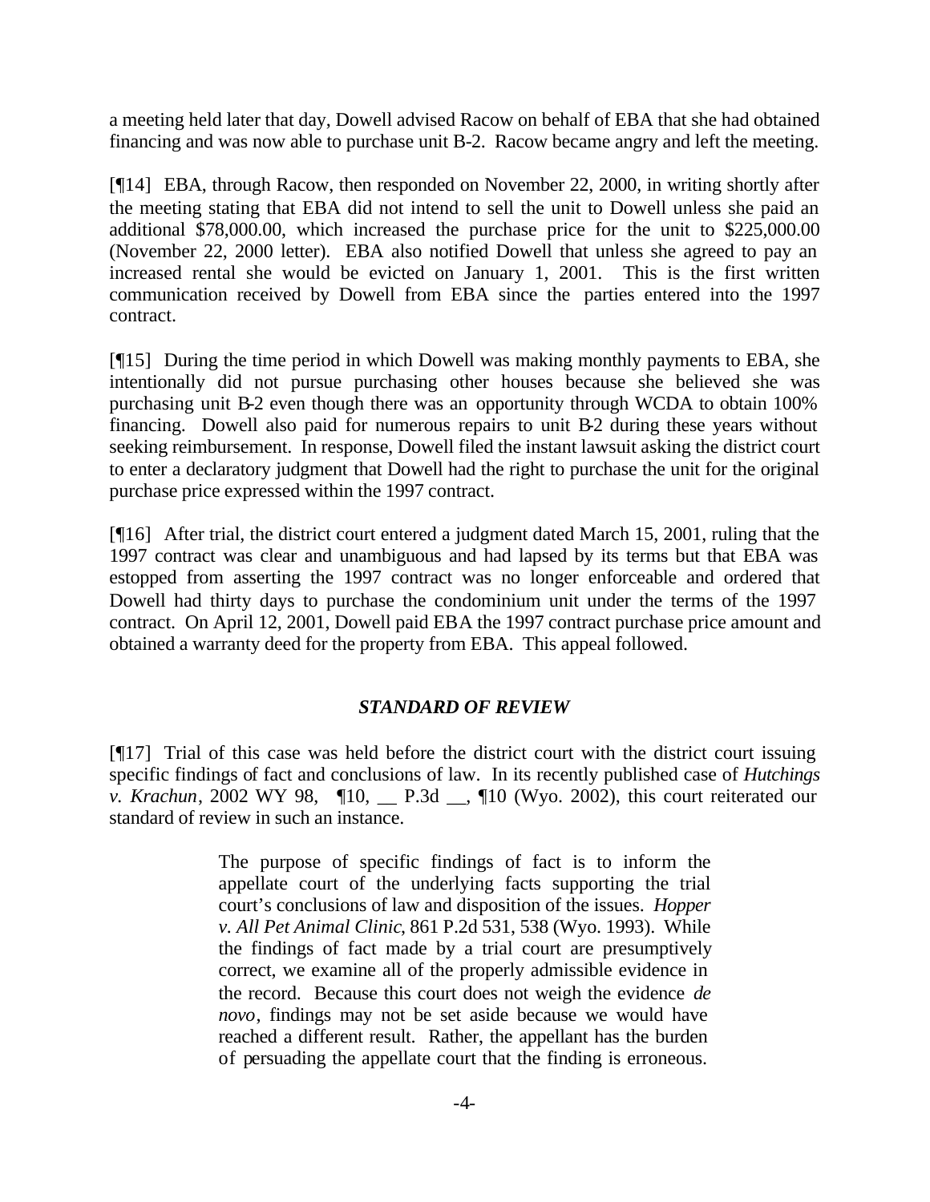a meeting held later that day, Dowell advised Racow on behalf of EBA that she had obtained financing and was now able to purchase unit B-2. Racow became angry and left the meeting.

[¶14] EBA, through Racow, then responded on November 22, 2000, in writing shortly after the meeting stating that EBA did not intend to sell the unit to Dowell unless she paid an additional $78,000.00, which increased the purchase price for the unit to $225,000.00 (November 22, 2000 letter). EBA also notified Dowell that unless she agreed to pay an increased rental she would be evicted on January 1, 2001. This is the first written communication received by Dowell from EBA since the parties entered into the 1997 contract.

[¶15] During the time period in which Dowell was making monthly payments to EBA, she intentionally did not pursue purchasing other houses because she believed she was purchasing unit B-2 even though there was an opportunity through WCDA to obtain 100% financing. Dowell also paid for numerous repairs to unit B-2 during these years without seeking reimbursement. In response, Dowell filed the instant lawsuit asking the district court to enter a declaratory judgment that Dowell had the right to purchase the unit for the original purchase price expressed within the 1997 contract.

[¶16] After trial, the district court entered a judgment dated March 15, 2001, ruling that the 1997 contract was clear and unambiguous and had lapsed by its terms but that EBA was estopped from asserting the 1997 contract was no longer enforceable and ordered that Dowell had thirty days to purchase the condominium unit under the terms of the 1997 contract. On April 12, 2001, Dowell paid EBA the 1997 contract purchase price amount and obtained a warranty deed for the property from EBA. This appeal followed.

## *STANDARD OF REVIEW*

[¶17] Trial of this case was held before the district court with the district court issuing specific findings of fact and conclusions of law. In its recently published case of *Hutchings v. Krachun*, 2002 WY 98, ¶10, __ P.3d __, ¶10 (Wyo. 2002), this court reiterated our standard of review in such an instance.

> The purpose of specific findings of fact is to inform the appellate court of the underlying facts supporting the trial court's conclusions of law and disposition of the issues. *Hopper v. All Pet Animal Clinic*, 861 P.2d 531, 538 (Wyo. 1993). While the findings of fact made by a trial court are presumptively correct, we examine all of the properly admissible evidence in the record. Because this court does not weigh the evidence *de novo*, findings may not be set aside because we would have reached a different result. Rather, the appellant has the burden of persuading the appellate court that the finding is erroneous.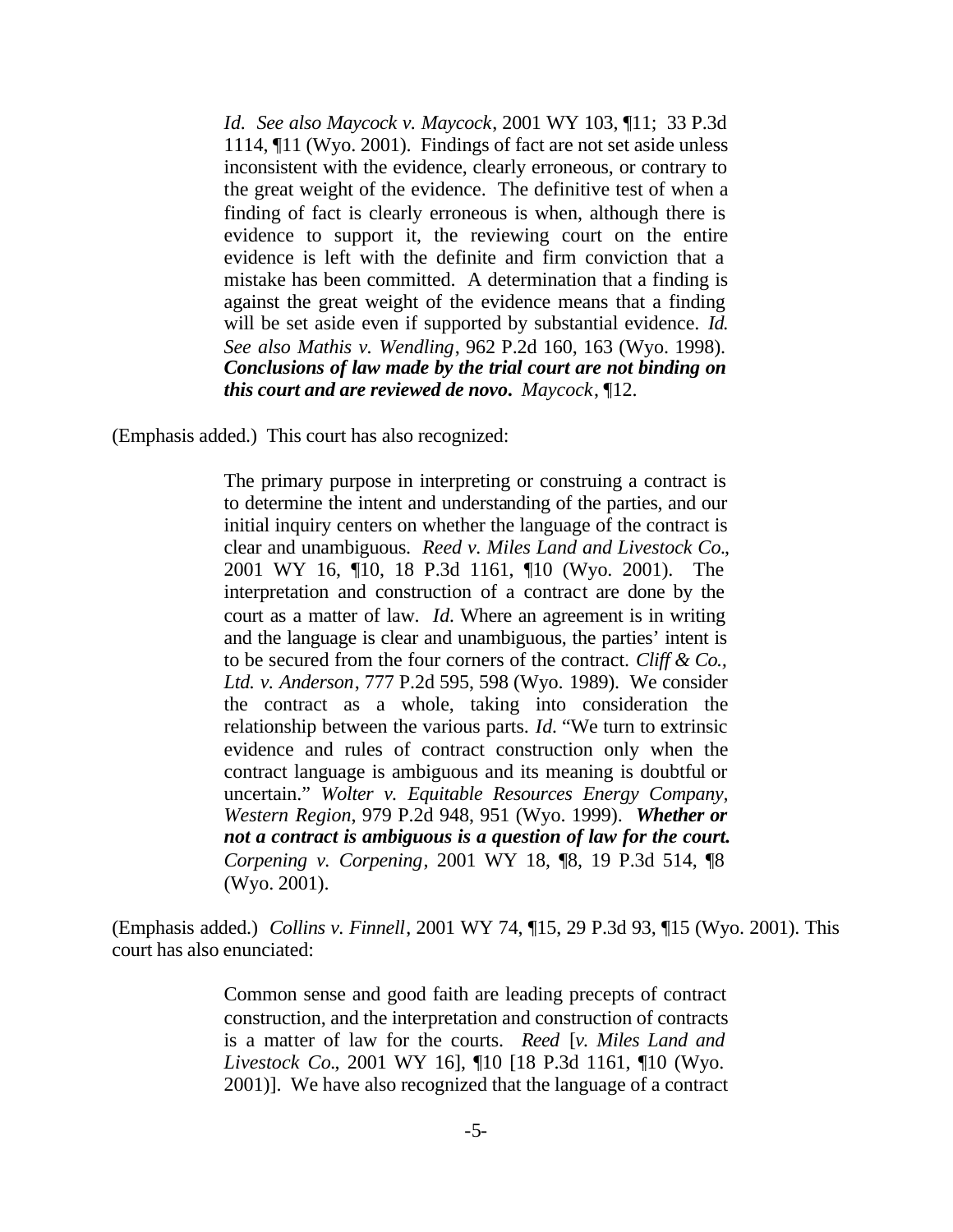> *Id. See also Maycock v. Maycock*, 2001 WY 103, ¶11; 33 P.3d 1114, ¶11 (Wyo. 2001). Findings of fact are not set aside unless inconsistent with the evidence, clearly erroneous, or contrary to the great weight of the evidence. The definitive test of when a finding of fact is clearly erroneous is when, although there is evidence to support it, the reviewing court on the entire evidence is left with the definite and firm conviction that a mistake has been committed. A determination that a finding is against the great weight of the evidence means that a finding will be set aside even if supported by substantial evidence. *Id. See also Mathis v. Wendling*, 962 P.2d 160, 163 (Wyo. 1998). ***Conclusions of law made by the trial court are not binding on this court and are reviewed de novo.*** *Maycock*, ¶12.

(Emphasis added.) This court has also recognized:

> The primary purpose in interpreting or construing a contract is to determine the intent and understanding of the parties, and our initial inquiry centers on whether the language of the contract is clear and unambiguous. *Reed v. Miles Land and Livestock Co.*, 2001 WY 16, ¶10, 18 P.3d 1161, ¶10 (Wyo. 2001). The interpretation and construction of a contract are done by the court as a matter of law. *Id.* Where an agreement is in writing and the language is clear and unambiguous, the parties' intent is to be secured from the four corners of the contract. *Cliff & Co., Ltd. v. Anderson*, 777 P.2d 595, 598 (Wyo. 1989). We consider the contract as a whole, taking into consideration the relationship between the various parts. *Id.* "We turn to extrinsic evidence and rules of contract construction only when the contract language is ambiguous and its meaning is doubtful or uncertain." *Wolter v. Equitable Resources Energy Company, Western Region*, 979 P.2d 948, 951 (Wyo. 1999). ***Whether or not a contract is ambiguous is a question of law for the court.*** *Corpening v. Corpening*, 2001 WY 18, ¶8, 19 P.3d 514, ¶8 (Wyo. 2001).

(Emphasis added.) *Collins v. Finnell*, 2001 WY 74, ¶15, 29 P.3d 93, ¶15 (Wyo. 2001). This court has also enunciated:

> Common sense and good faith are leading precepts of contract construction, and the interpretation and construction of contracts is a matter of law for the courts. *Reed* [*v. Miles Land and Livestock Co.*, 2001 WY 16], ¶10 [18 P.3d 1161, ¶10 (Wyo. 2001)]. We have also recognized that the language of a contract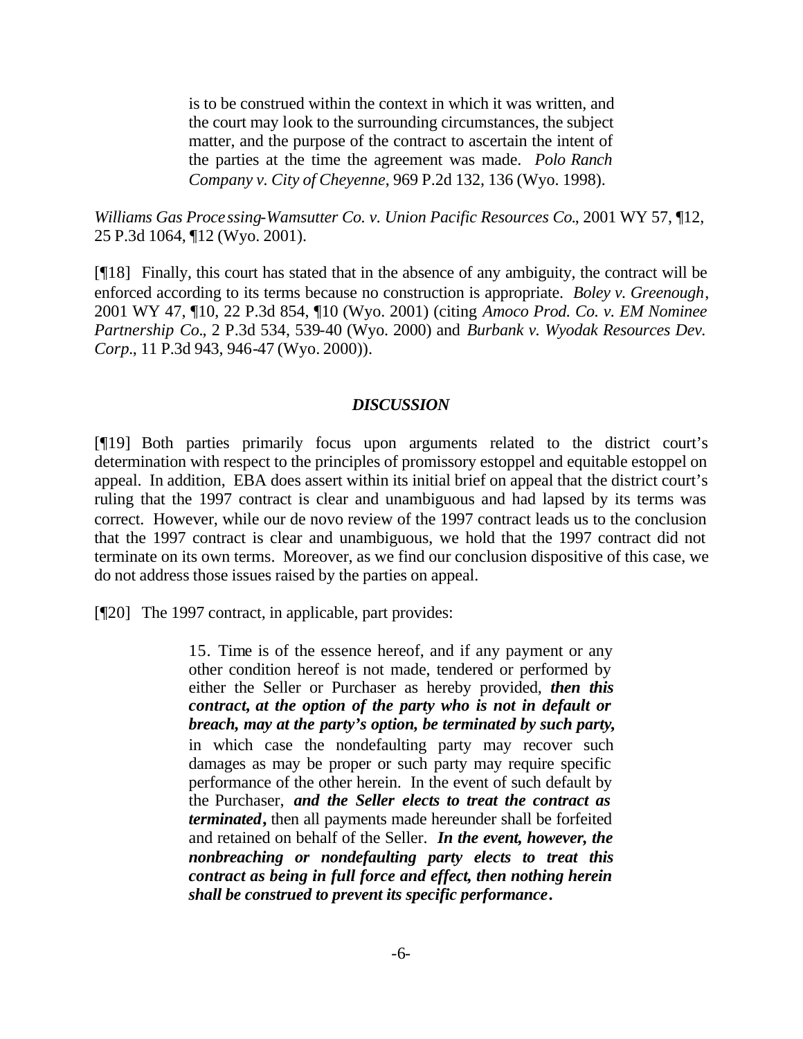> is to be construed within the context in which it was written, and the court may look to the surrounding circumstances, the subject matter, and the purpose of the contract to ascertain the intent of the parties at the time the agreement was made. *Polo Ranch Company v. City of Cheyenne*, 969 P.2d 132, 136 (Wyo. 1998).

*Williams Gas Processing-Wamsutter Co. v. Union Pacific Resources Co.*, 2001 WY 57, ¶12, 25 P.3d 1064, ¶12 (Wyo. 2001).

[¶18] Finally, this court has stated that in the absence of any ambiguity, the contract will be enforced according to its terms because no construction is appropriate. *Boley v. Greenough*, 2001 WY 47, ¶10, 22 P.3d 854, ¶10 (Wyo. 2001) (citing *Amoco Prod. Co. v. EM Nominee Partnership Co.*, 2 P.3d 534, 539-40 (Wyo. 2000) and *Burbank v. Wyodak Resources Dev. Corp.*, 11 P.3d 943, 946-47 (Wyo. 2000)).

## *DISCUSSION*

[¶19] Both parties primarily focus upon arguments related to the district court's determination with respect to the principles of promissory estoppel and equitable estoppel on appeal. In addition, EBA does assert within its initial brief on appeal that the district court's ruling that the 1997 contract is clear and unambiguous and had lapsed by its terms was correct. However, while our de novo review of the 1997 contract leads us to the conclusion that the 1997 contract is clear and unambiguous, we hold that the 1997 contract did not terminate on its own terms. Moreover, as we find our conclusion dispositive of this case, we do not address those issues raised by the parties on appeal.

[¶20] The 1997 contract, in applicable, part provides:

> 15. Time is of the essence hereof, and if any payment or any other condition hereof is not made, tendered or performed by either the Seller or Purchaser as hereby provided, ***then this contract, at the option of the party who is not in default or breach, may at the party's option, be terminated by such party,*** in which case the nondefaulting party may recover such damages as may be proper or such party may require specific performance of the other herein. In the event of such default by the Purchaser, ***and the Seller elects to treat the contract as terminated***, then all payments made hereunder shall be forfeited and retained on behalf of the Seller. ***In the event, however, the nonbreaching or nondefaulting party elects to treat this contract as being in full force and effect, then nothing herein shall be construed to prevent its specific performance.***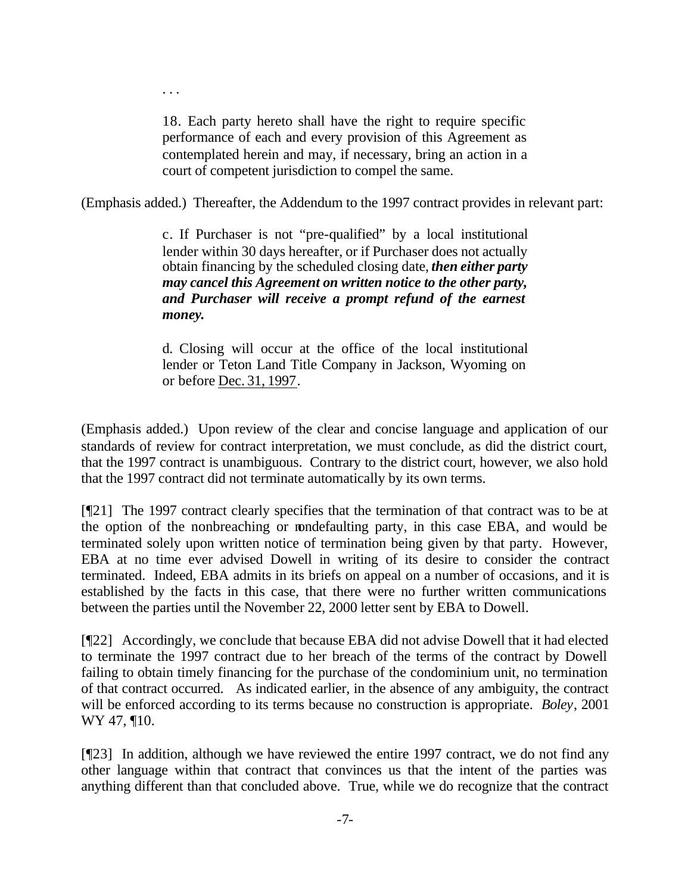> . . .
>
> 18. Each party hereto shall have the right to require specific performance of each and every provision of this Agreement as contemplated herein and may, if necessary, bring an action in a court of competent jurisdiction to compel the same.

(Emphasis added.) Thereafter, the Addendum to the 1997 contract provides in relevant part:

> c. If Purchaser is not "pre-qualified" by a local institutional lender within 30 days hereafter, or if Purchaser does not actually obtain financing by the scheduled closing date, ***then either party may cancel this Agreement on written notice to the other party, and Purchaser will receive a prompt refund of the earnest money.***
>
> d. Closing will occur at the office of the local institutional lender or Teton Land Title Company in Jackson, Wyoming on or before Dec. 31, 1997.

(Emphasis added.) Upon review of the clear and concise language and application of our standards of review for contract interpretation, we must conclude, as did the district court, that the 1997 contract is unambiguous. Contrary to the district court, however, we also hold that the 1997 contract did not terminate automatically by its own terms.

[¶21] The 1997 contract clearly specifies that the termination of that contract was to be at the option of the nonbreaching or nondefaulting party, in this case EBA, and would be terminated solely upon written notice of termination being given by that party. However, EBA at no time ever advised Dowell in writing of its desire to consider the contract terminated. Indeed, EBA admits in its briefs on appeal on a number of occasions, and it is established by the facts in this case, that there were no further written communications between the parties until the November 22, 2000 letter sent by EBA to Dowell.

[¶22] Accordingly, we conclude that because EBA did not advise Dowell that it had elected to terminate the 1997 contract due to her breach of the terms of the contract by Dowell failing to obtain timely financing for the purchase of the condominium unit, no termination of that contract occurred. As indicated earlier, in the absence of any ambiguity, the contract will be enforced according to its terms because no construction is appropriate. *Boley*, 2001 WY 47, ¶10.

[¶23] In addition, although we have reviewed the entire 1997 contract, we do not find any other language within that contract that convinces us that the intent of the parties was anything different than that concluded above. True, while we do recognize that the contract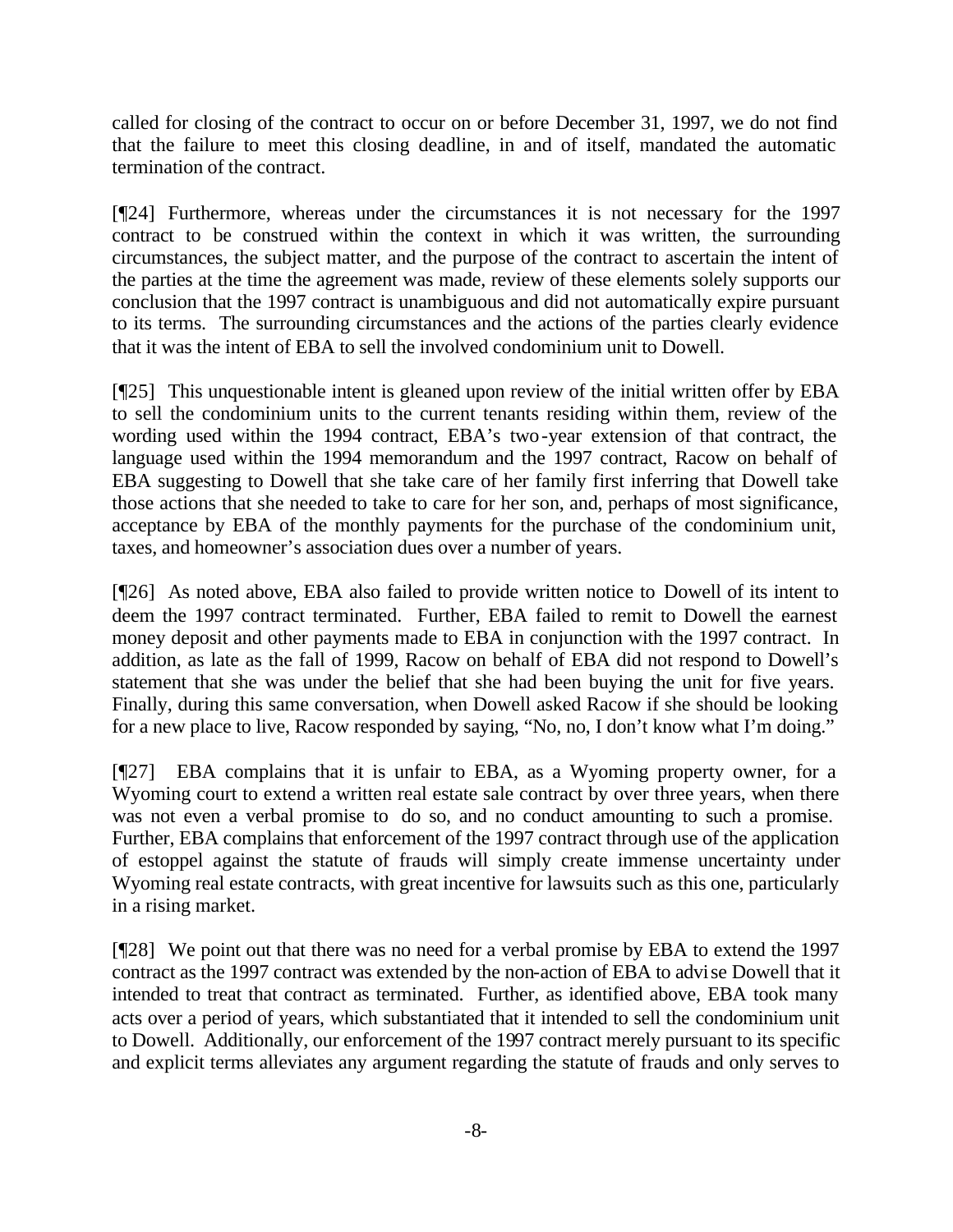called for closing of the contract to occur on or before December 31, 1997, we do not find that the failure to meet this closing deadline, in and of itself, mandated the automatic termination of the contract.

[¶24] Furthermore, whereas under the circumstances it is not necessary for the 1997 contract to be construed within the context in which it was written, the surrounding circumstances, the subject matter, and the purpose of the contract to ascertain the intent of the parties at the time the agreement was made, review of these elements solely supports our conclusion that the 1997 contract is unambiguous and did not automatically expire pursuant to its terms. The surrounding circumstances and the actions of the parties clearly evidence that it was the intent of EBA to sell the involved condominium unit to Dowell.

[¶25] This unquestionable intent is gleaned upon review of the initial written offer by EBA to sell the condominium units to the current tenants residing within them, review of the wording used within the 1994 contract, EBA's two-year extension of that contract, the language used within the 1994 memorandum and the 1997 contract, Racow on behalf of EBA suggesting to Dowell that she take care of her family first inferring that Dowell take those actions that she needed to take to care for her son, and, perhaps of most significance, acceptance by EBA of the monthly payments for the purchase of the condominium unit, taxes, and homeowner's association dues over a number of years.

[¶26] As noted above, EBA also failed to provide written notice to Dowell of its intent to deem the 1997 contract terminated. Further, EBA failed to remit to Dowell the earnest money deposit and other payments made to EBA in conjunction with the 1997 contract. In addition, as late as the fall of 1999, Racow on behalf of EBA did not respond to Dowell's statement that she was under the belief that she had been buying the unit for five years. Finally, during this same conversation, when Dowell asked Racow if she should be looking for a new place to live, Racow responded by saying, "No, no, I don't know what I'm doing."

[¶27] EBA complains that it is unfair to EBA, as a Wyoming property owner, for a Wyoming court to extend a written real estate sale contract by over three years, when there was not even a verbal promise to do so, and no conduct amounting to such a promise. Further, EBA complains that enforcement of the 1997 contract through use of the application of estoppel against the statute of frauds will simply create immense uncertainty under Wyoming real estate contracts, with great incentive for lawsuits such as this one, particularly in a rising market.

[¶28] We point out that there was no need for a verbal promise by EBA to extend the 1997 contract as the 1997 contract was extended by the non-action of EBA to advise Dowell that it intended to treat that contract as terminated. Further, as identified above, EBA took many acts over a period of years, which substantiated that it intended to sell the condominium unit to Dowell. Additionally, our enforcement of the 1997 contract merely pursuant to its specific and explicit terms alleviates any argument regarding the statute of frauds and only serves to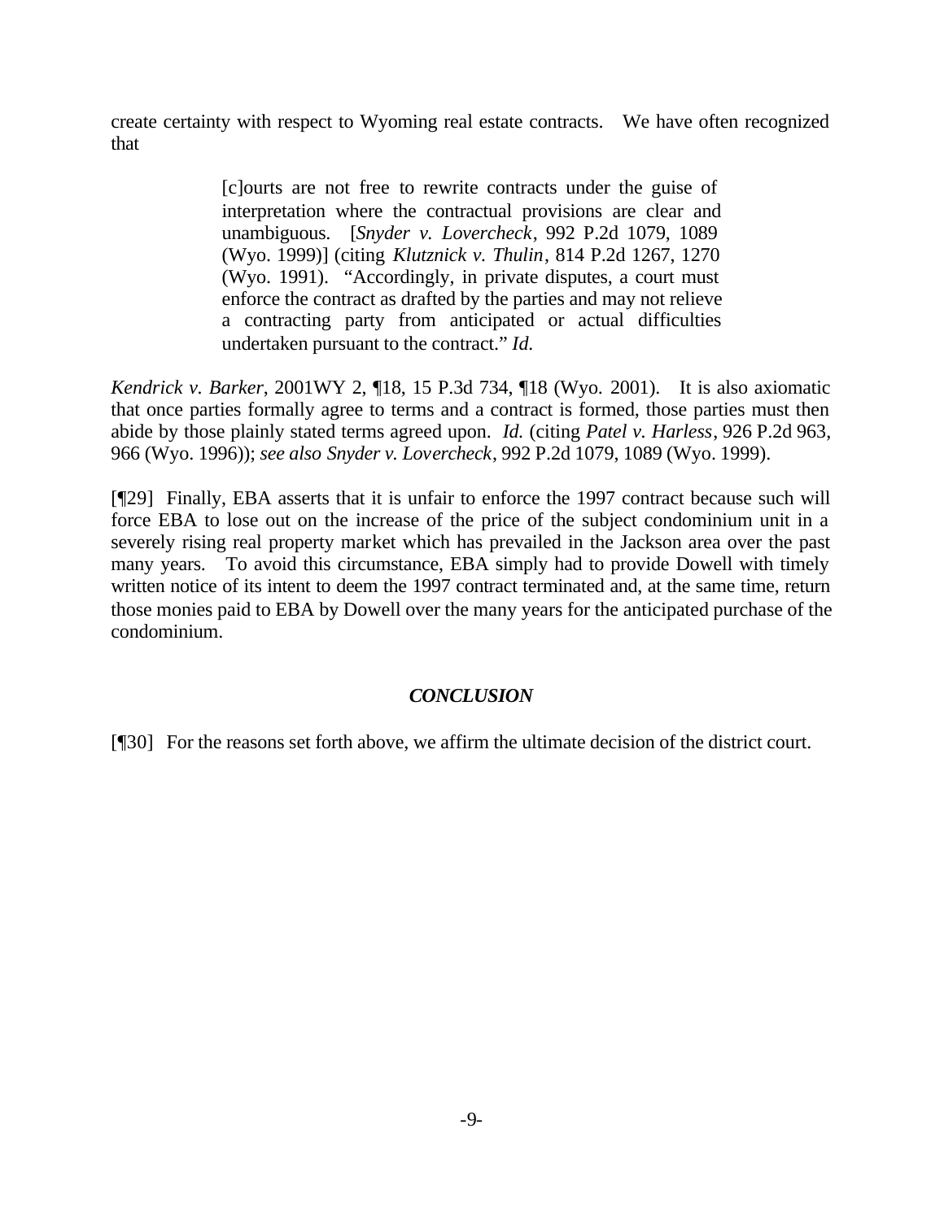create certainty with respect to Wyoming real estate contracts. We have often recognized that

> [c]ourts are not free to rewrite contracts under the guise of interpretation where the contractual provisions are clear and unambiguous. [*Snyder v. Lovercheck*, 992 P.2d 1079, 1089 (Wyo. 1999)] (citing *Klutznick v. Thulin*, 814 P.2d 1267, 1270 (Wyo. 1991). "Accordingly, in private disputes, a court must enforce the contract as drafted by the parties and may not relieve a contracting party from anticipated or actual difficulties undertaken pursuant to the contract." *Id.*

*Kendrick v. Barker*, 2001WY 2, ¶18, 15 P.3d 734, ¶18 (Wyo. 2001). It is also axiomatic that once parties formally agree to terms and a contract is formed, those parties must then abide by those plainly stated terms agreed upon. *Id.* (citing *Patel v. Harless*, 926 P.2d 963, 966 (Wyo. 1996)); *see also Snyder v. Lovercheck*, 992 P.2d 1079, 1089 (Wyo. 1999).

[¶29] Finally, EBA asserts that it is unfair to enforce the 1997 contract because such will force EBA to lose out on the increase of the price of the subject condominium unit in a severely rising real property market which has prevailed in the Jackson area over the past many years. To avoid this circumstance, EBA simply had to provide Dowell with timely written notice of its intent to deem the 1997 contract terminated and, at the same time, return those monies paid to EBA by Dowell over the many years for the anticipated purchase of the condominium.

## *CONCLUSION*

[¶30] For the reasons set forth above, we affirm the ultimate decision of the district court.